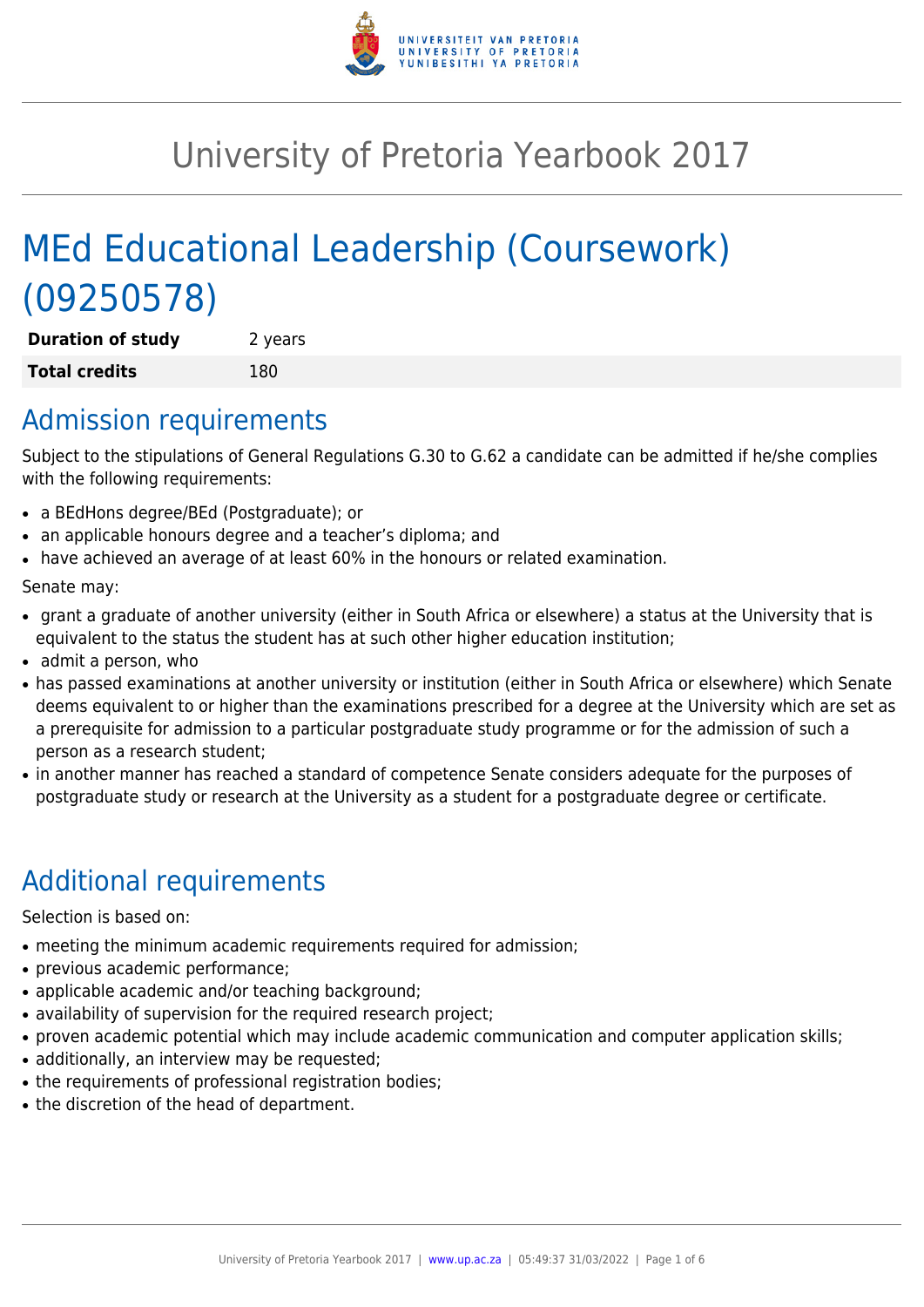# University of Pretoria Yearbook 2017

# MEd Educational Leadership (Coursework) (09250578)

| **Duration of study** | 2 years |
| --- | --- |
| **Total credits** | 180 |

## Admission requirements

Subject to the stipulations of General Regulations G.30 to G.62 a candidate can be admitted if he/she complies with the following requirements:

- a BEdHons degree/BEd (Postgraduate); or
- an applicable honours degree and a teacher's diploma; and
- have achieved an average of at least 60% in the honours or related examination.

Senate may:

- grant a graduate of another university (either in South Africa or elsewhere) a status at the University that is equivalent to the status the student has at such other higher education institution;
- admit a person, who
- has passed examinations at another university or institution (either in South Africa or elsewhere) which Senate deems equivalent to or higher than the examinations prescribed for a degree at the University which are set as a prerequisite for admission to a particular postgraduate study programme or for the admission of such a person as a research student;
- in another manner has reached a standard of competence Senate considers adequate for the purposes of postgraduate study or research at the University as a student for a postgraduate degree or certificate.

## Additional requirements

Selection is based on:

- meeting the minimum academic requirements required for admission;
- previous academic performance;
- applicable academic and/or teaching background;
- availability of supervision for the required research project;
- proven academic potential which may include academic communication and computer application skills;
- additionally, an interview may be requested;
- the requirements of professional registration bodies;
- the discretion of the head of department.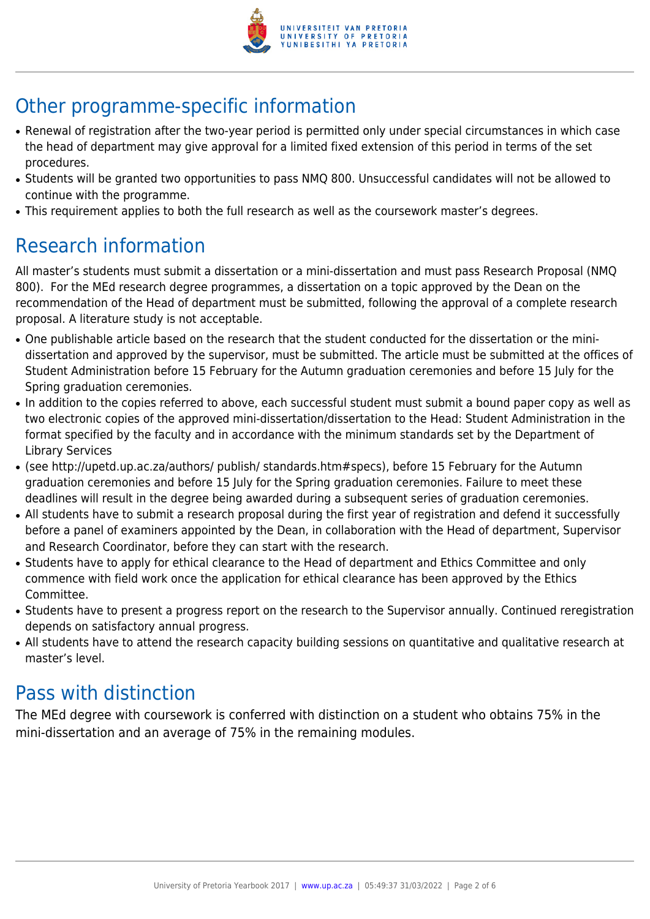## Other programme-specific information

- Renewal of registration after the two-year period is permitted only under special circumstances in which case the head of department may give approval for a limited fixed extension of this period in terms of the set procedures.
- Students will be granted two opportunities to pass NMQ 800. Unsuccessful candidates will not be allowed to continue with the programme.
- This requirement applies to both the full research as well as the coursework master's degrees.

## Research information

All master's students must submit a dissertation or a mini-dissertation and must pass Research Proposal (NMQ 800). For the MEd research degree programmes, a dissertation on a topic approved by the Dean on the recommendation of the Head of department must be submitted, following the approval of a complete research proposal. A literature study is not acceptable.

- One publishable article based on the research that the student conducted for the dissertation or the mini-dissertation and approved by the supervisor, must be submitted. The article must be submitted at the offices of Student Administration before 15 February for the Autumn graduation ceremonies and before 15 July for the Spring graduation ceremonies.
- In addition to the copies referred to above, each successful student must submit a bound paper copy as well as two electronic copies of the approved mini-dissertation/dissertation to the Head: Student Administration in the format specified by the faculty and in accordance with the minimum standards set by the Department of Library Services
- (see http://upetd.up.ac.za/authors/ publish/ standards.htm#specs), before 15 February for the Autumn graduation ceremonies and before 15 July for the Spring graduation ceremonies. Failure to meet these deadlines will result in the degree being awarded during a subsequent series of graduation ceremonies.
- All students have to submit a research proposal during the first year of registration and defend it successfully before a panel of examiners appointed by the Dean, in collaboration with the Head of department, Supervisor and Research Coordinator, before they can start with the research.
- Students have to apply for ethical clearance to the Head of department and Ethics Committee and only commence with field work once the application for ethical clearance has been approved by the Ethics Committee.
- Students have to present a progress report on the research to the Supervisor annually. Continued reregistration depends on satisfactory annual progress.
- All students have to attend the research capacity building sessions on quantitative and qualitative research at master's level.

## Pass with distinction

The MEd degree with coursework is conferred with distinction on a student who obtains 75% in the mini-dissertation and an average of 75% in the remaining modules.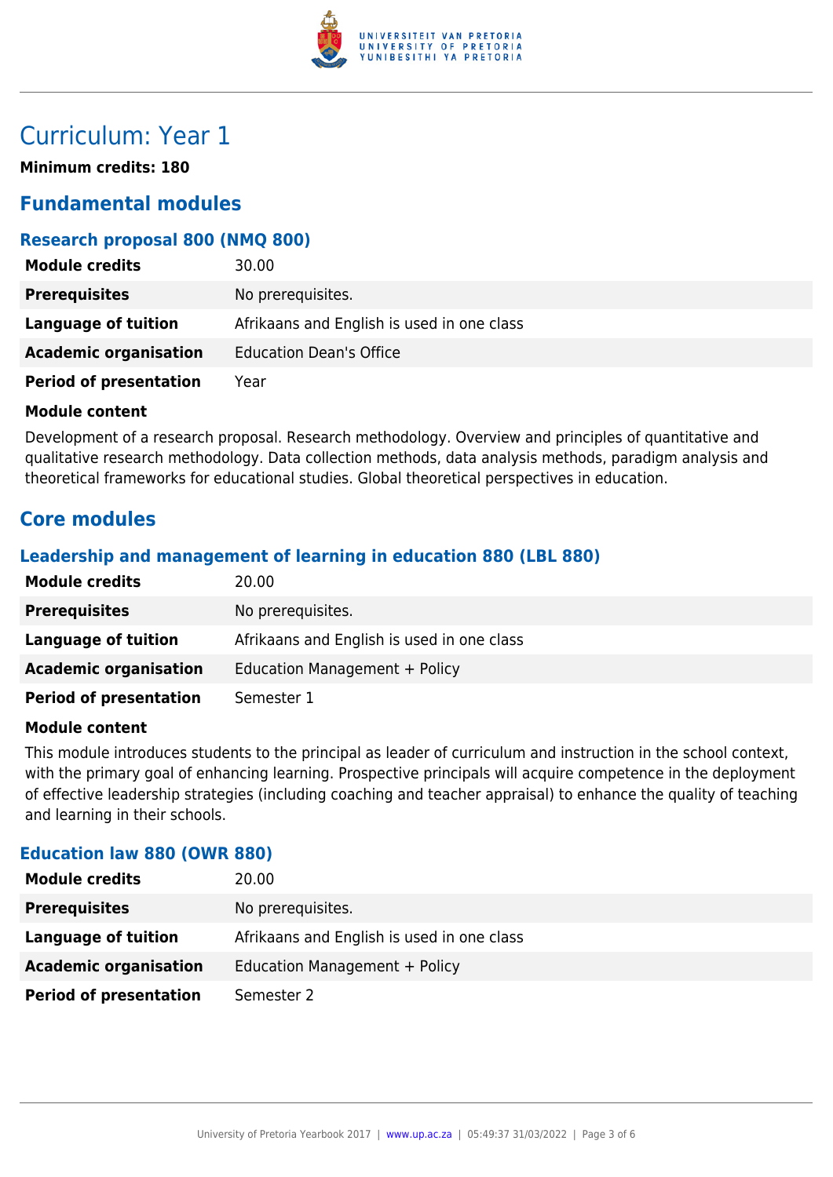# Curriculum: Year 1

**Minimum credits: 180**

## Fundamental modules

### Research proposal 800 (NMQ 800)

| | |
|---|---|
| **Module credits** | 30.00 |
| **Prerequisites** | No prerequisites. |
| **Language of tuition** | Afrikaans and English is used in one class |
| **Academic organisation** | Education Dean's Office |
| **Period of presentation** | Year |

**Module content**

Development of a research proposal. Research methodology. Overview and principles of quantitative and qualitative research methodology. Data collection methods, data analysis methods, paradigm analysis and theoretical frameworks for educational studies. Global theoretical perspectives in education.

## Core modules

### Leadership and management of learning in education 880 (LBL 880)

| | |
|---|---|
| **Module credits** | 20.00 |
| **Prerequisites** | No prerequisites. |
| **Language of tuition** | Afrikaans and English is used in one class |
| **Academic organisation** | Education Management + Policy |
| **Period of presentation** | Semester 1 |

**Module content**

This module introduces students to the principal as leader of curriculum and instruction in the school context, with the primary goal of enhancing learning. Prospective principals will acquire competence in the deployment of effective leadership strategies (including coaching and teacher appraisal) to enhance the quality of teaching and learning in their schools.

### Education law 880 (OWR 880)

| | |
|---|---|
| **Module credits** | 20.00 |
| **Prerequisites** | No prerequisites. |
| **Language of tuition** | Afrikaans and English is used in one class |
| **Academic organisation** | Education Management + Policy |
| **Period of presentation** | Semester 2 |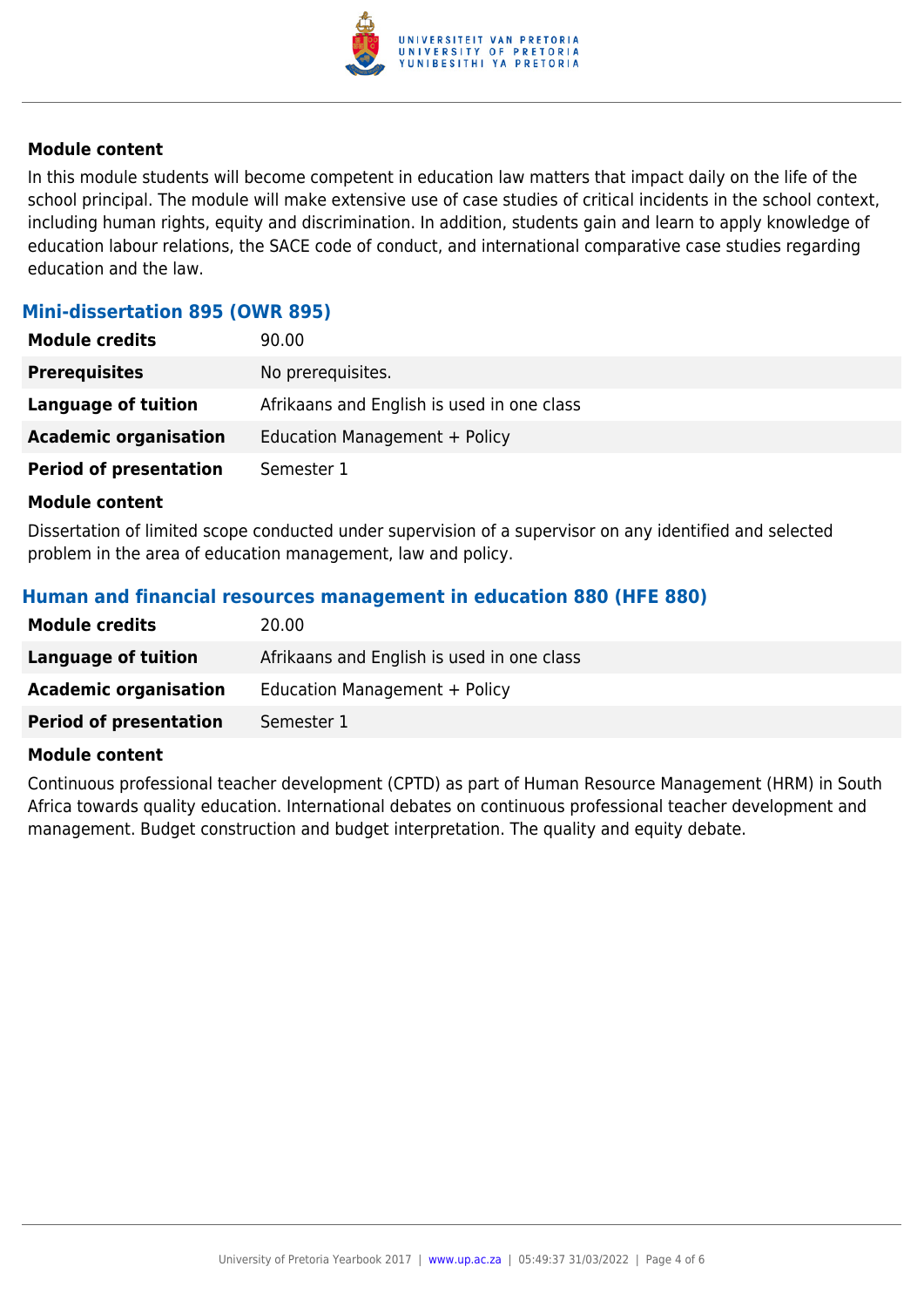#### Module content

In this module students will become competent in education law matters that impact daily on the life of the school principal. The module will make extensive use of case studies of critical incidents in the school context, including human rights, equity and discrimination. In addition, students gain and learn to apply knowledge of education labour relations, the SACE code of conduct, and international comparative case studies regarding education and the law.

### Mini-dissertation 895 (OWR 895)

| | |
|---|---|
| **Module credits** | 90.00 |
| **Prerequisites** | No prerequisites. |
| **Language of tuition** | Afrikaans and English is used in one class |
| **Academic organisation** | Education Management + Policy |
| **Period of presentation** | Semester 1 |

#### Module content

Dissertation of limited scope conducted under supervision of a supervisor on any identified and selected problem in the area of education management, law and policy.

### Human and financial resources management in education 880 (HFE 880)

| | |
|---|---|
| **Module credits** | 20.00 |
| **Language of tuition** | Afrikaans and English is used in one class |
| **Academic organisation** | Education Management + Policy |
| **Period of presentation** | Semester 1 |

#### Module content

Continuous professional teacher development (CPTD) as part of Human Resource Management (HRM) in South Africa towards quality education. International debates on continuous professional teacher development and management. Budget construction and budget interpretation. The quality and equity debate.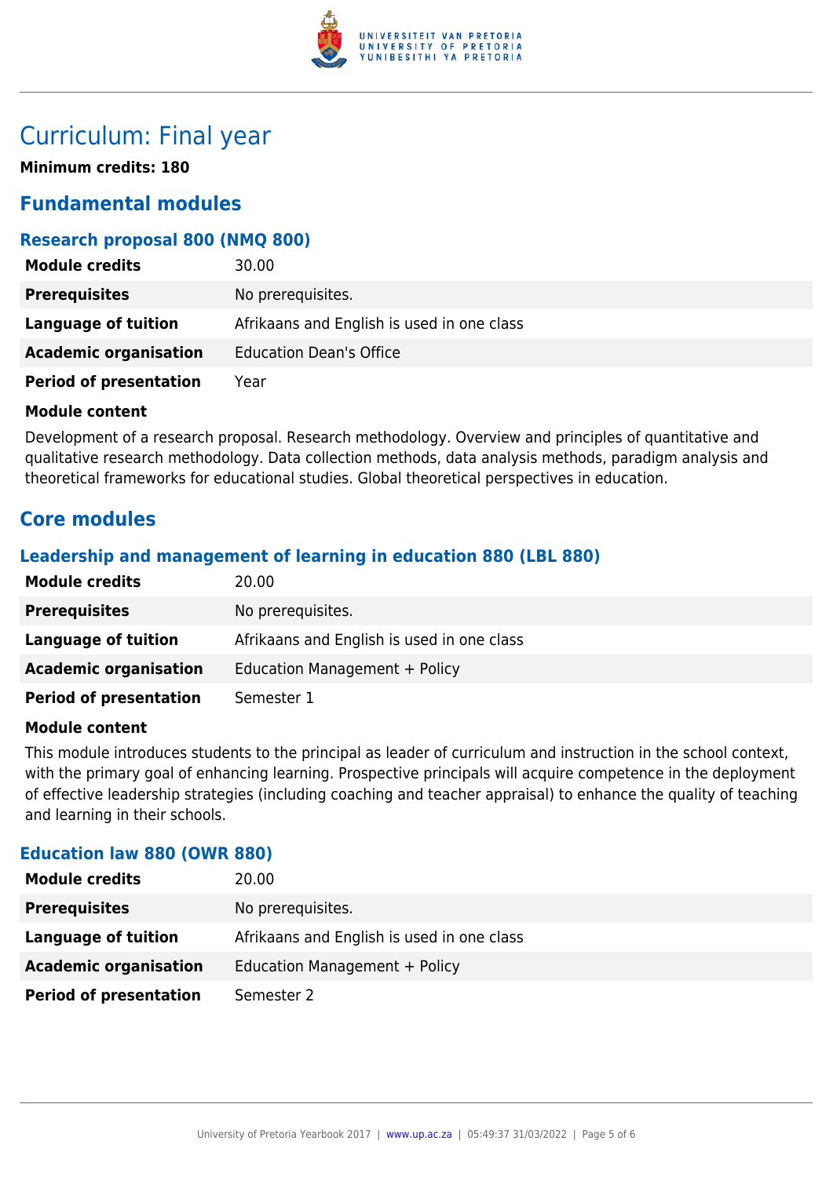# Curriculum: Final year

**Minimum credits: 180**

## Fundamental modules

### Research proposal 800 (NMQ 800)

| | |
|---|---|
| **Module credits** | 30.00 |
| **Prerequisites** | No prerequisites. |
| **Language of tuition** | Afrikaans and English is used in one class |
| **Academic organisation** | Education Dean's Office |
| **Period of presentation** | Year |

**Module content**

Development of a research proposal. Research methodology. Overview and principles of quantitative and qualitative research methodology. Data collection methods, data analysis methods, paradigm analysis and theoretical frameworks for educational studies. Global theoretical perspectives in education.

## Core modules

### Leadership and management of learning in education 880 (LBL 880)

| | |
|---|---|
| **Module credits** | 20.00 |
| **Prerequisites** | No prerequisites. |
| **Language of tuition** | Afrikaans and English is used in one class |
| **Academic organisation** | Education Management + Policy |
| **Period of presentation** | Semester 1 |

**Module content**

This module introduces students to the principal as leader of curriculum and instruction in the school context, with the primary goal of enhancing learning. Prospective principals will acquire competence in the deployment of effective leadership strategies (including coaching and teacher appraisal) to enhance the quality of teaching and learning in their schools.

### Education law 880 (OWR 880)

| | |
|---|---|
| **Module credits** | 20.00 |
| **Prerequisites** | No prerequisites. |
| **Language of tuition** | Afrikaans and English is used in one class |
| **Academic organisation** | Education Management + Policy |
| **Period of presentation** | Semester 2 |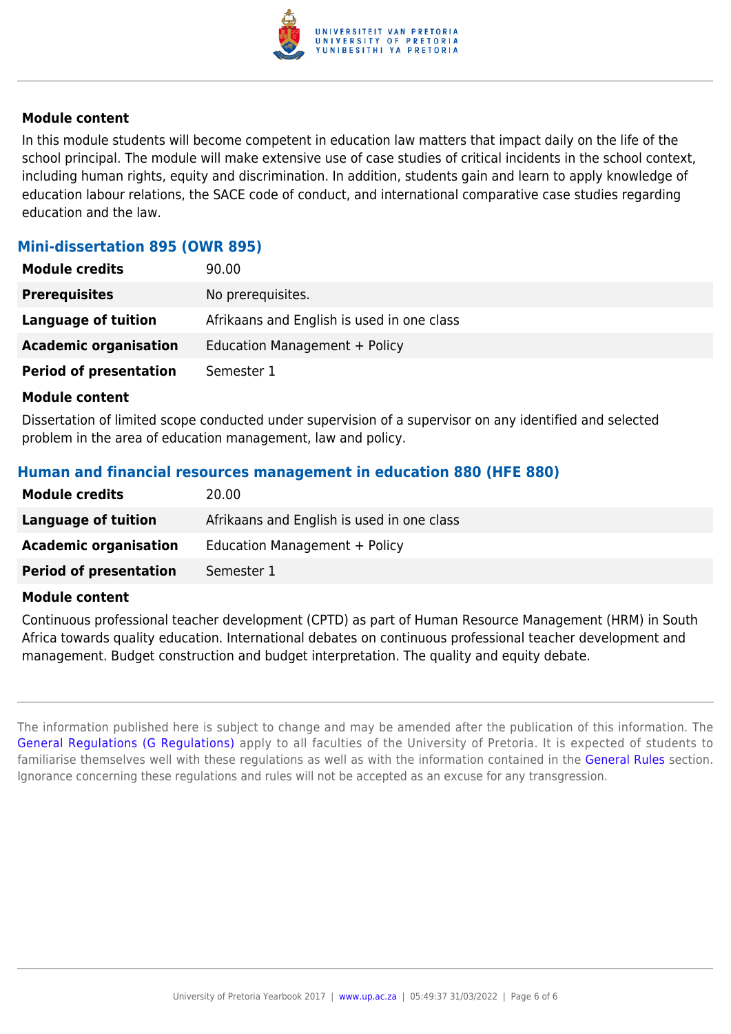#### Module content

In this module students will become competent in education law matters that impact daily on the life of the school principal. The module will make extensive use of case studies of critical incidents in the school context, including human rights, equity and discrimination. In addition, students gain and learn to apply knowledge of education labour relations, the SACE code of conduct, and international comparative case studies regarding education and the law.

### Mini-dissertation 895 (OWR 895)

| | |
|---|---|
| **Module credits** | 90.00 |
| **Prerequisites** | No prerequisites. |
| **Language of tuition** | Afrikaans and English is used in one class |
| **Academic organisation** | Education Management + Policy |
| **Period of presentation** | Semester 1 |

#### Module content

Dissertation of limited scope conducted under supervision of a supervisor on any identified and selected problem in the area of education management, law and policy.

### Human and financial resources management in education 880 (HFE 880)

| | |
|---|---|
| **Module credits** | 20.00 |
| **Language of tuition** | Afrikaans and English is used in one class |
| **Academic organisation** | Education Management + Policy |
| **Period of presentation** | Semester 1 |

#### Module content

Continuous professional teacher development (CPTD) as part of Human Resource Management (HRM) in South Africa towards quality education. International debates on continuous professional teacher development and management. Budget construction and budget interpretation. The quality and equity debate.

The information published here is subject to change and may be amended after the publication of this information. The General Regulations (G Regulations) apply to all faculties of the University of Pretoria. It is expected of students to familiarise themselves well with these regulations as well as with the information contained in the General Rules section. Ignorance concerning these regulations and rules will not be accepted as an excuse for any transgression.